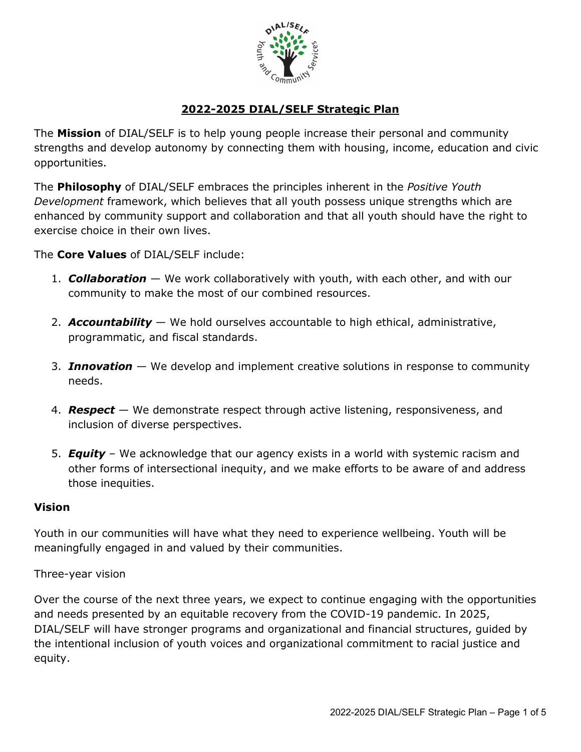# 2022-2025 DIAL/SELF Strategic Plan

The **Mission** of DIAL/SELF is to help young people increase their personal and community strengths and develop autonomy by connecting them with housing, income, education and civic opportunities.

The **Philosophy** of DIAL/SELF embraces the principles inherent in the *Positive Youth Development* framework, which believes that all youth possess unique strengths which are enhanced by community support and collaboration and that all youth should have the right to exercise choice in their own lives.

The **Core Values** of DIAL/SELF include:

1. ***Collaboration*** — We work collaboratively with youth, with each other, and with our community to make the most of our combined resources.

2. ***Accountability*** — We hold ourselves accountable to high ethical, administrative, programmatic, and fiscal standards.

3. ***Innovation*** — We develop and implement creative solutions in response to community needs.

4. ***Respect*** — We demonstrate respect through active listening, responsiveness, and inclusion of diverse perspectives.

5. ***Equity*** – We acknowledge that our agency exists in a world with systemic racism and other forms of intersectional inequity, and we make efforts to be aware of and address those inequities.

## Vision

Youth in our communities will have what they need to experience wellbeing. Youth will be meaningfully engaged in and valued by their communities.

Three-year vision

Over the course of the next three years, we expect to continue engaging with the opportunities and needs presented by an equitable recovery from the COVID-19 pandemic. In 2025, DIAL/SELF will have stronger programs and organizational and financial structures, guided by the intentional inclusion of youth voices and organizational commitment to racial justice and equity.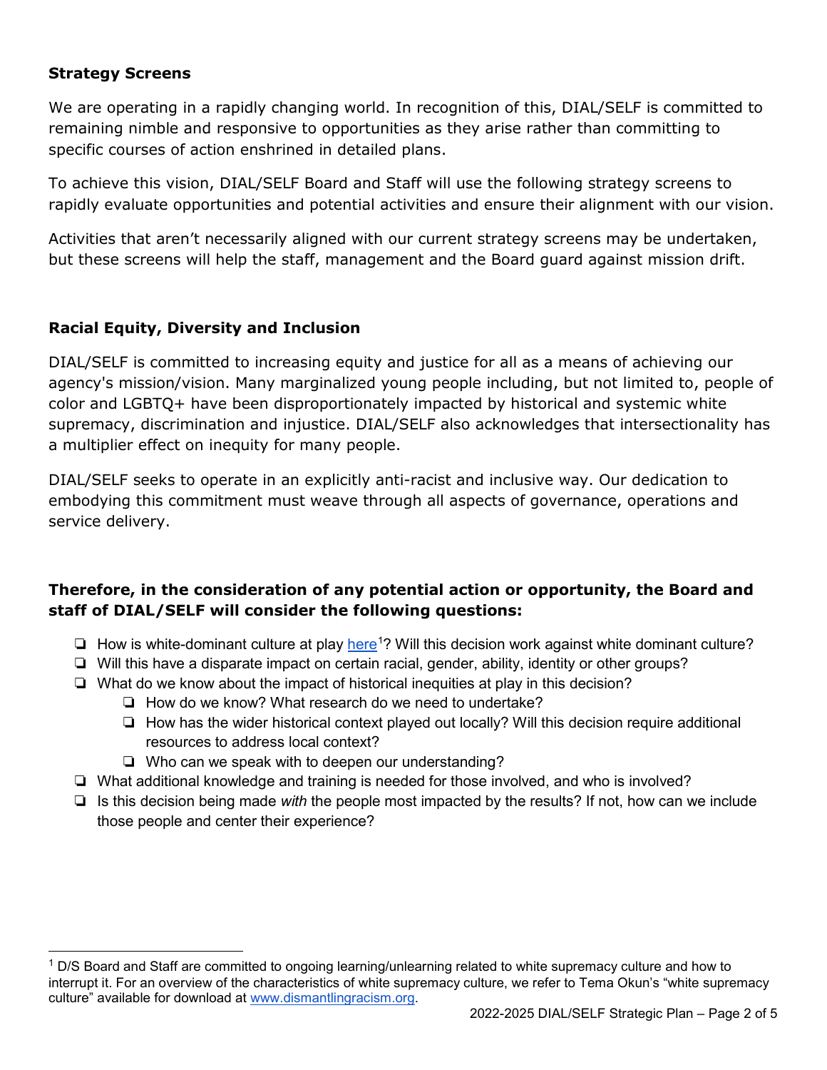**Strategy Screens**

We are operating in a rapidly changing world. In recognition of this, DIAL/SELF is committed to remaining nimble and responsive to opportunities as they arise rather than committing to specific courses of action enshrined in detailed plans.

To achieve this vision, DIAL/SELF Board and Staff will use the following strategy screens to rapidly evaluate opportunities and potential activities and ensure their alignment with our vision.

Activities that aren't necessarily aligned with our current strategy screens may be undertaken, but these screens will help the staff, management and the Board guard against mission drift.

**Racial Equity, Diversity and Inclusion**

DIAL/SELF is committed to increasing equity and justice for all as a means of achieving our agency's mission/vision. Many marginalized young people including, but not limited to, people of color and LGBTQ+ have been disproportionately impacted by historical and systemic white supremacy, discrimination and injustice. DIAL/SELF also acknowledges that intersectionality has a multiplier effect on inequity for many people.

DIAL/SELF seeks to operate in an explicitly anti-racist and inclusive way. Our dedication to embodying this commitment must weave through all aspects of governance, operations and service delivery.

**Therefore, in the consideration of any potential action or opportunity, the Board and staff of DIAL/SELF will consider the following questions:**

- ❏ How is white-dominant culture at play here[1]? Will this decision work against white dominant culture?
- ❏ Will this have a disparate impact on certain racial, gender, ability, identity or other groups?
- ❏ What do we know about the impact of historical inequities at play in this decision?
  - ❏ How do we know? What research do we need to undertake?
  - ❏ How has the wider historical context played out locally? Will this decision require additional resources to address local context?
  - ❏ Who can we speak with to deepen our understanding?
- ❏ What additional knowledge and training is needed for those involved, and who is involved?
- ❏ Is this decision being made *with* the people most impacted by the results? If not, how can we include those people and center their experience?

[1] D/S Board and Staff are committed to ongoing learning/unlearning related to white supremacy culture and how to interrupt it. For an overview of the characteristics of white supremacy culture, we refer to Tema Okun's "white supremacy culture" available for download at www.dismantlingracism.org.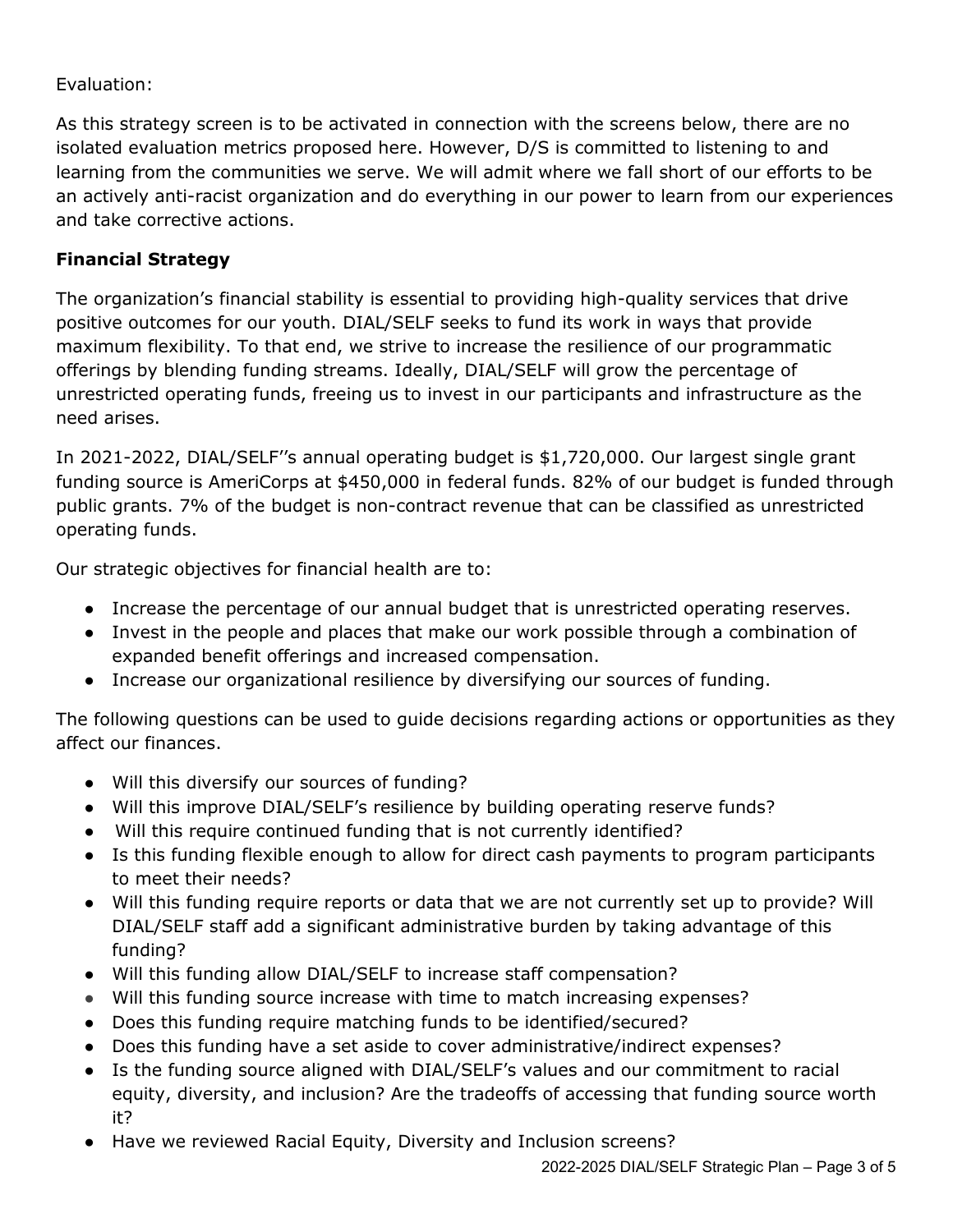Evaluation:

As this strategy screen is to be activated in connection with the screens below, there are no isolated evaluation metrics proposed here. However, D/S is committed to listening to and learning from the communities we serve. We will admit where we fall short of our efforts to be an actively anti-racist organization and do everything in our power to learn from our experiences and take corrective actions.

**Financial Strategy**

The organization's financial stability is essential to providing high-quality services that drive positive outcomes for our youth. DIAL/SELF seeks to fund its work in ways that provide maximum flexibility. To that end, we strive to increase the resilience of our programmatic offerings by blending funding streams. Ideally, DIAL/SELF will grow the percentage of unrestricted operating funds, freeing us to invest in our participants and infrastructure as the need arises.

In 2021-2022, DIAL/SELF''s annual operating budget is $1,720,000. Our largest single grant funding source is AmeriCorps at $450,000 in federal funds. 82% of our budget is funded through public grants. 7% of the budget is non-contract revenue that can be classified as unrestricted operating funds.

Our strategic objectives for financial health are to:

- Increase the percentage of our annual budget that is unrestricted operating reserves.
- Invest in the people and places that make our work possible through a combination of expanded benefit offerings and increased compensation.
- Increase our organizational resilience by diversifying our sources of funding.

The following questions can be used to guide decisions regarding actions or opportunities as they affect our finances.

- Will this diversify our sources of funding?
- Will this improve DIAL/SELF's resilience by building operating reserve funds?
- Will this require continued funding that is not currently identified?
- Is this funding flexible enough to allow for direct cash payments to program participants to meet their needs?
- Will this funding require reports or data that we are not currently set up to provide? Will DIAL/SELF staff add a significant administrative burden by taking advantage of this funding?
- Will this funding allow DIAL/SELF to increase staff compensation?
- Will this funding source increase with time to match increasing expenses?
- Does this funding require matching funds to be identified/secured?
- Does this funding have a set aside to cover administrative/indirect expenses?
- Is the funding source aligned with DIAL/SELF's values and our commitment to racial equity, diversity, and inclusion? Are the tradeoffs of accessing that funding source worth it?
- Have we reviewed Racial Equity, Diversity and Inclusion screens?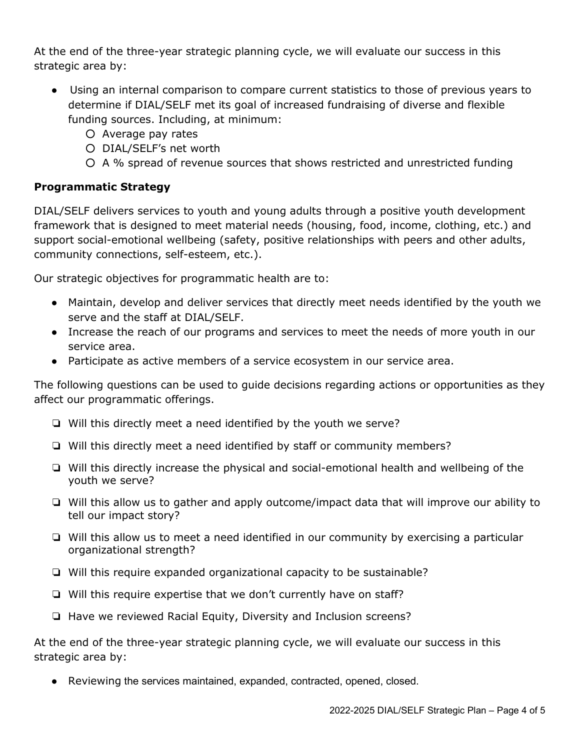At the end of the three-year strategic planning cycle, we will evaluate our success in this strategic area by:

- Using an internal comparison to compare current statistics to those of previous years to determine if DIAL/SELF met its goal of increased fundraising of diverse and flexible funding sources. Including, at minimum:
  - Average pay rates
  - DIAL/SELF's net worth
  - A % spread of revenue sources that shows restricted and unrestricted funding

**Programmatic Strategy**

DIAL/SELF delivers services to youth and young adults through a positive youth development framework that is designed to meet material needs (housing, food, income, clothing, etc.) and support social-emotional wellbeing (safety, positive relationships with peers and other adults, community connections, self-esteem, etc.).

Our strategic objectives for programmatic health are to:

- Maintain, develop and deliver services that directly meet needs identified by the youth we serve and the staff at DIAL/SELF.
- Increase the reach of our programs and services to meet the needs of more youth in our service area.
- Participate as active members of a service ecosystem in our service area.

The following questions can be used to guide decisions regarding actions or opportunities as they affect our programmatic offerings.

- ❏ Will this directly meet a need identified by the youth we serve?
- ❏ Will this directly meet a need identified by staff or community members?
- ❏ Will this directly increase the physical and social-emotional health and wellbeing of the youth we serve?
- ❏ Will this allow us to gather and apply outcome/impact data that will improve our ability to tell our impact story?
- ❏ Will this allow us to meet a need identified in our community by exercising a particular organizational strength?
- ❏ Will this require expanded organizational capacity to be sustainable?
- ❏ Will this require expertise that we don't currently have on staff?
- ❏ Have we reviewed Racial Equity, Diversity and Inclusion screens?

At the end of the three-year strategic planning cycle, we will evaluate our success in this strategic area by:

- Reviewing the services maintained, expanded, contracted, opened, closed.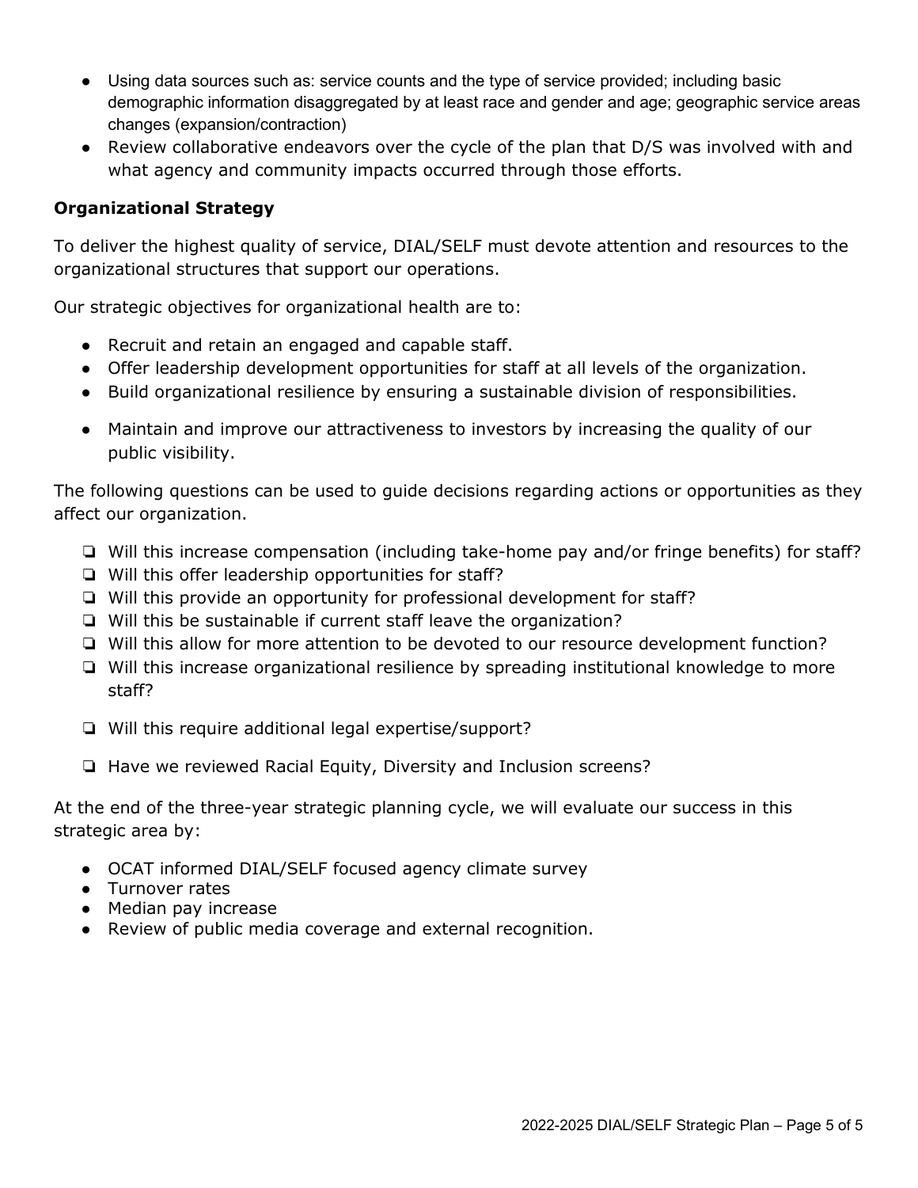- Using data sources such as: service counts and the type of service provided; including basic demographic information disaggregated by at least race and gender and age; geographic service areas changes (expansion/contraction)
- Review collaborative endeavors over the cycle of the plan that D/S was involved with and what agency and community impacts occurred through those efforts.

**Organizational Strategy**

To deliver the highest quality of service, DIAL/SELF must devote attention and resources to the organizational structures that support our operations.

Our strategic objectives for organizational health are to:

- Recruit and retain an engaged and capable staff.
- Offer leadership development opportunities for staff at all levels of the organization.
- Build organizational resilience by ensuring a sustainable division of responsibilities.
- Maintain and improve our attractiveness to investors by increasing the quality of our public visibility.

The following questions can be used to guide decisions regarding actions or opportunities as they affect our organization.

- [ ] Will this increase compensation (including take-home pay and/or fringe benefits) for staff?
- [ ] Will this offer leadership opportunities for staff?
- [ ] Will this provide an opportunity for professional development for staff?
- [ ] Will this be sustainable if current staff leave the organization?
- [ ] Will this allow for more attention to be devoted to our resource development function?
- [ ] Will this increase organizational resilience by spreading institutional knowledge to more staff?
- [ ] Will this require additional legal expertise/support?
- [ ] Have we reviewed Racial Equity, Diversity and Inclusion screens?

At the end of the three-year strategic planning cycle, we will evaluate our success in this strategic area by:

- OCAT informed DIAL/SELF focused agency climate survey
- Turnover rates
- Median pay increase
- Review of public media coverage and external recognition.